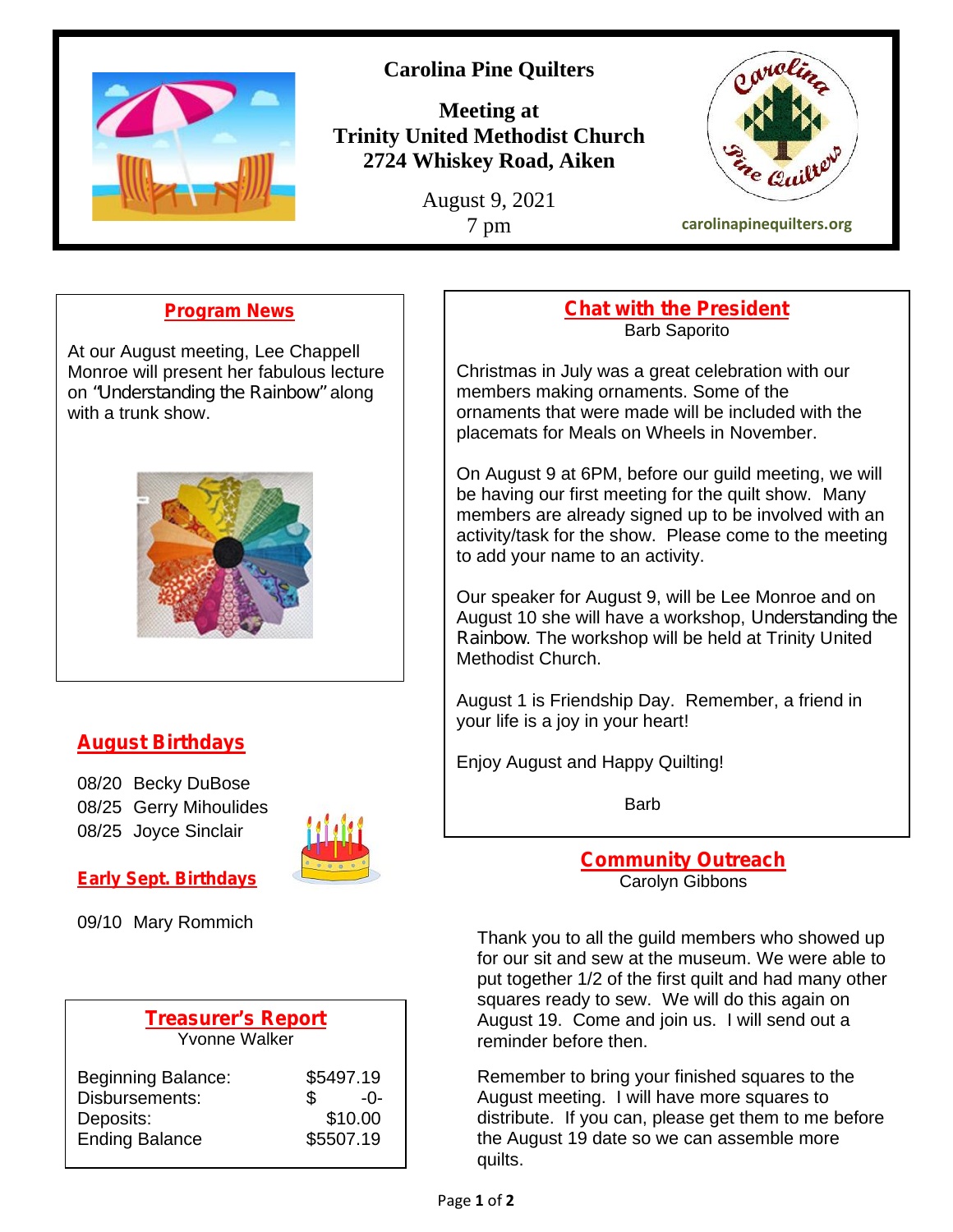# Carolina Pine Quilters

**Meeting at**
**Trinity United Methodist Church**
**2724 Whiskey Road, Aiken**

August 9, 2021
7 pm

carolinapinequilters.org

## Program News

At our August meeting, Lee Chappell Monroe will present her fabulous lecture on "Understanding the Rainbow" along with a trunk show.

## August Birthdays

08/20 Becky DuBose
08/25 Gerry Mihoulides
08/25 Joyce Sinclair

## Early Sept. Birthdays

09/10 Mary Rommich

## Treasurer's Report

Yvonne Walker

| | |
|---|---|
| Beginning Balance: | $5497.19 |
| Disbursements: | $ -0- |
| Deposits: | $10.00 |
| Ending Balance | $5507.19 |

## Chat with the President

Barb Saporito

Christmas in July was a great celebration with our members making ornaments. Some of the ornaments that were made will be included with the placemats for Meals on Wheels in November.

On August 9 at 6PM, before our guild meeting, we will be having our first meeting for the quilt show. Many members are already signed up to be involved with an activity/task for the show. Please come to the meeting to add your name to an activity.

Our speaker for August 9, will be Lee Monroe and on August 10 she will have a workshop, Understanding the Rainbow. The workshop will be held at Trinity United Methodist Church.

August 1 is Friendship Day. Remember, a friend in your life is a joy in your heart!

Enjoy August and Happy Quilting!

Barb

## Community Outreach

Carolyn Gibbons

Thank you to all the guild members who showed up for our sit and sew at the museum. We were able to put together 1/2 of the first quilt and had many other squares ready to sew. We will do this again on August 19. Come and join us. I will send out a reminder before then.

Remember to bring your finished squares to the August meeting. I will have more squares to distribute. If you can, please get them to me before the August 19 date so we can assemble more quilts.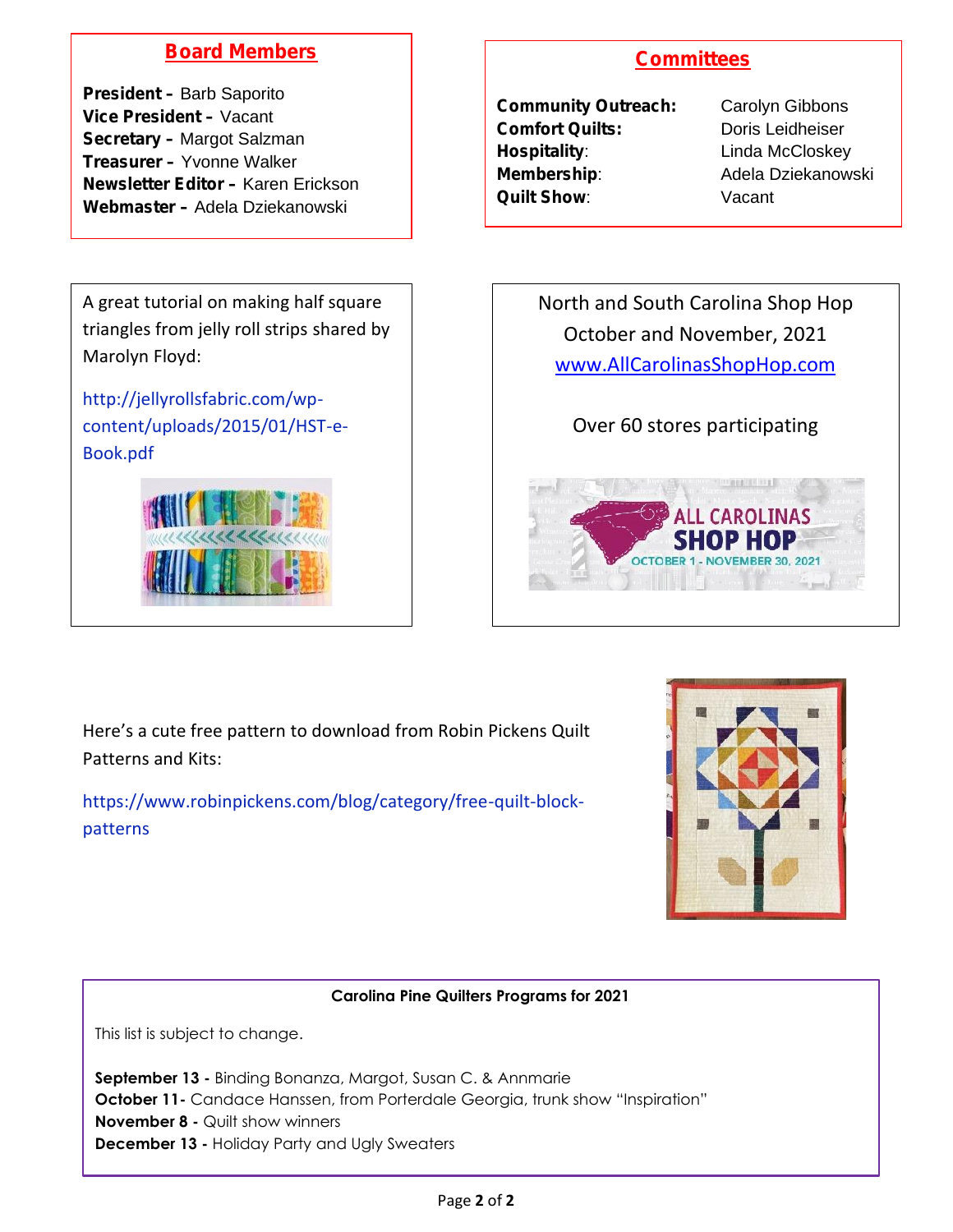## Board Members

**President –** Barb Saporito
**Vice President –** Vacant
**Secretary –** Margot Salzman
**Treasurer –** Yvonne Walker
**Newsletter Editor –** Karen Erickson
**Webmaster –** Adela Dziekanowski

## Committees

| | |
|---|---|
| **Community Outreach:** | Carolyn Gibbons |
| **Comfort Quilts:** | Doris Leidheiser |
| **Hospitality**: | Linda McCloskey |
| **Membership**: | Adela Dziekanowski |
| **Quilt Show**: | Vacant |

A great tutorial on making half square triangles from jelly roll strips shared by Marolyn Floyd:

http://jellyrollsfabric.com/wp-content/uploads/2015/01/HST-e-Book.pdf

North and South Carolina Shop Hop
October and November, 2021
www.AllCarolinasShopHop.com

Over 60 stores participating

ALL CAROLINAS SHOP HOP
OCTOBER 1 - NOVEMBER 30, 2021

Here's a cute free pattern to download from Robin Pickens Quilt Patterns and Kits:

https://www.robinpickens.com/blog/category/free-quilt-block-patterns

**Carolina Pine Quilters Programs for 2021**

This list is subject to change.

**September 13 -** Binding Bonanza, Margot, Susan C. & Annmarie
**October 11-** Candace Hanssen, from Porterdale Georgia, trunk show "Inspiration"
**November 8 -** Quilt show winners
**December 13 -** Holiday Party and Ugly Sweaters